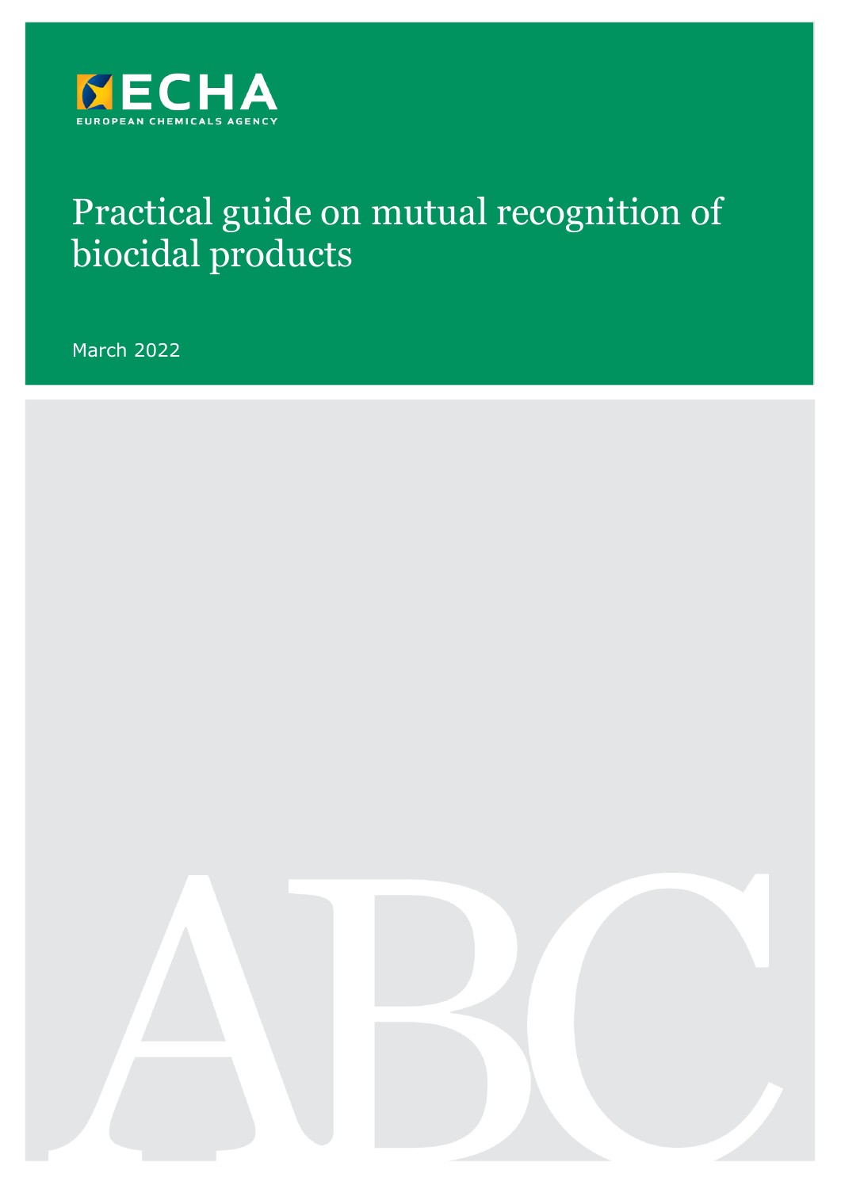ECHA

EUROPEAN CHEMICALS AGENCY

# Practical guide on mutual recognition of biocidal products

March 2022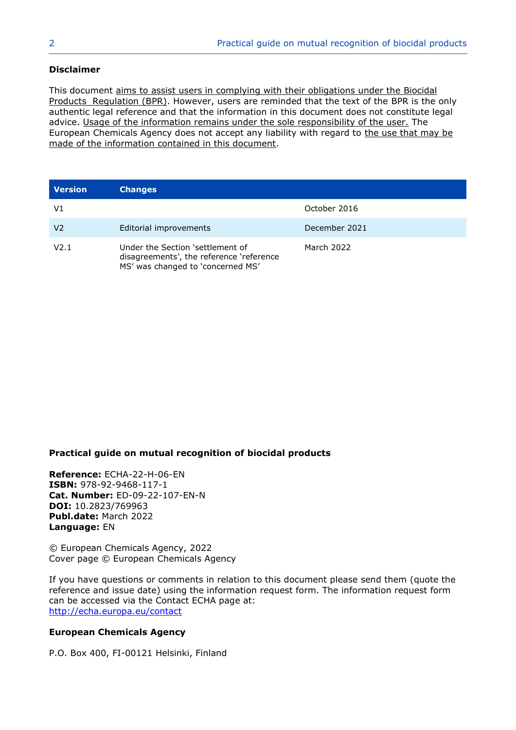**Disclaimer**

This document aims to assist users in complying with their obligations under the Biocidal Products Regulation (BPR). However, users are reminded that the text of the BPR is the only authentic legal reference and that the information in this document does not constitute legal advice. Usage of the information remains under the sole responsibility of the user. The European Chemicals Agency does not accept any liability with regard to the use that may be made of the information contained in this document.

| Version | Changes | |
|---|---|---|
| V1 | | October 2016 |
| V2 | Editorial improvements | December 2021 |
| V2.1 | Under the Section 'settlement of disagreements', the reference 'reference MS' was changed to 'concerned MS' | March 2022 |

**Practical guide on mutual recognition of biocidal products**

**Reference:** ECHA-22-H-06-EN
**ISBN:** 978-92-9468-117-1
**Cat. Number:** ED-09-22-107-EN-N
**DOI:** 10.2823/769963
**Publ.date:** March 2022
**Language:** EN

© European Chemicals Agency, 2022
Cover page © European Chemicals Agency

If you have questions or comments in relation to this document please send them (quote the reference and issue date) using the information request form. The information request form can be accessed via the Contact ECHA page at:
http://echa.europa.eu/contact

**European Chemicals Agency**

P.O. Box 400, FI-00121 Helsinki, Finland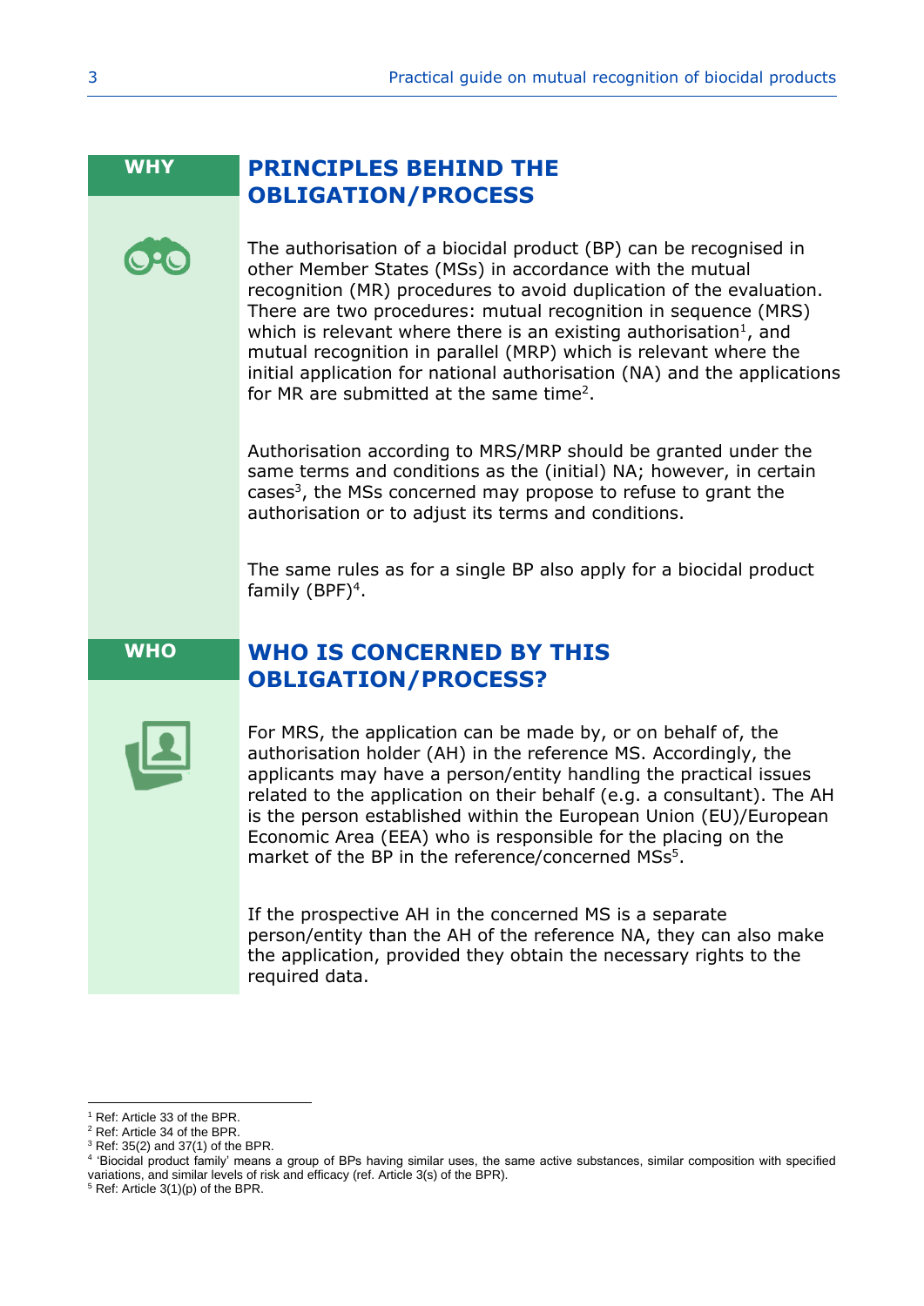**WHY**

## PRINCIPLES BEHIND THE OBLIGATION/PROCESS

The authorisation of a biocidal product (BP) can be recognised in other Member States (MSs) in accordance with the mutual recognition (MR) procedures to avoid duplication of the evaluation. There are two procedures: mutual recognition in sequence (MRS) which is relevant where there is an existing authorisation[1], and mutual recognition in parallel (MRP) which is relevant where the initial application for national authorisation (NA) and the applications for MR are submitted at the same time[2].

Authorisation according to MRS/MRP should be granted under the same terms and conditions as the (initial) NA; however, in certain cases[3], the MSs concerned may propose to refuse to grant the authorisation or to adjust its terms and conditions.

The same rules as for a single BP also apply for a biocidal product family (BPF)[4].

**WHO**

## WHO IS CONCERNED BY THIS OBLIGATION/PROCESS?

For MRS, the application can be made by, or on behalf of, the authorisation holder (AH) in the reference MS. Accordingly, the applicants may have a person/entity handling the practical issues related to the application on their behalf (e.g. a consultant). The AH is the person established within the European Union (EU)/European Economic Area (EEA) who is responsible for the placing on the market of the BP in the reference/concerned MSs[5].

If the prospective AH in the concerned MS is a separate person/entity than the AH of the reference NA, they can also make the application, provided they obtain the necessary rights to the required data.

---

[1] Ref: Article 33 of the BPR.
[2] Ref: Article 34 of the BPR.
[3] Ref: 35(2) and 37(1) of the BPR.
[4] 'Biocidal product family' means a group of BPs having similar uses, the same active substances, similar composition with specified variations, and similar levels of risk and efficacy (ref. Article 3(s) of the BPR).
[5] Ref: Article 3(1)(p) of the BPR.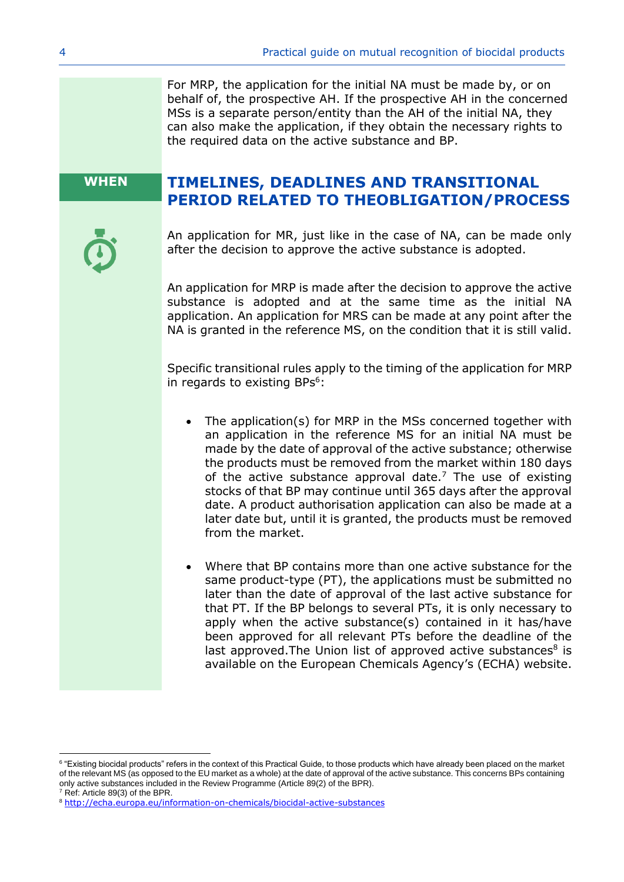For MRP, the application for the initial NA must be made by, or on behalf of, the prospective AH. If the prospective AH in the concerned MSs is a separate person/entity than the AH of the initial NA, they can also make the application, if they obtain the necessary rights to the required data on the active substance and BP.

**WHEN**

## TIMELINES, DEADLINES AND TRANSITIONAL PERIOD RELATED TO THEOBLIGATION/PROCESS

An application for MR, just like in the case of NA, can be made only after the decision to approve the active substance is adopted.

An application for MRP is made after the decision to approve the active substance is adopted and at the same time as the initial NA application. An application for MRS can be made at any point after the NA is granted in the reference MS, on the condition that it is still valid.

Specific transitional rules apply to the timing of the application for MRP in regards to existing BPs[6]:

- The application(s) for MRP in the MSs concerned together with an application in the reference MS for an initial NA must be made by the date of approval of the active substance; otherwise the products must be removed from the market within 180 days of the active substance approval date.[7] The use of existing stocks of that BP may continue until 365 days after the approval date. A product authorisation application can also be made at a later date but, until it is granted, the products must be removed from the market.

- Where that BP contains more than one active substance for the same product-type (PT), the applications must be submitted no later than the date of approval of the last active substance for that PT. If the BP belongs to several PTs, it is only necessary to apply when the active substance(s) contained in it has/have been approved for all relevant PTs before the deadline of the last approved.The Union list of approved active substances[8] is available on the European Chemicals Agency's (ECHA) website.

---

[6] "Existing biocidal products" refers in the context of this Practical Guide, to those products which have already been placed on the market of the relevant MS (as opposed to the EU market as a whole) at the date of approval of the active substance. This concerns BPs containing only active substances included in the Review Programme (Article 89(2) of the BPR).

[7] Ref: Article 89(3) of the BPR.

[8] http://echa.europa.eu/information-on-chemicals/biocidal-active-substances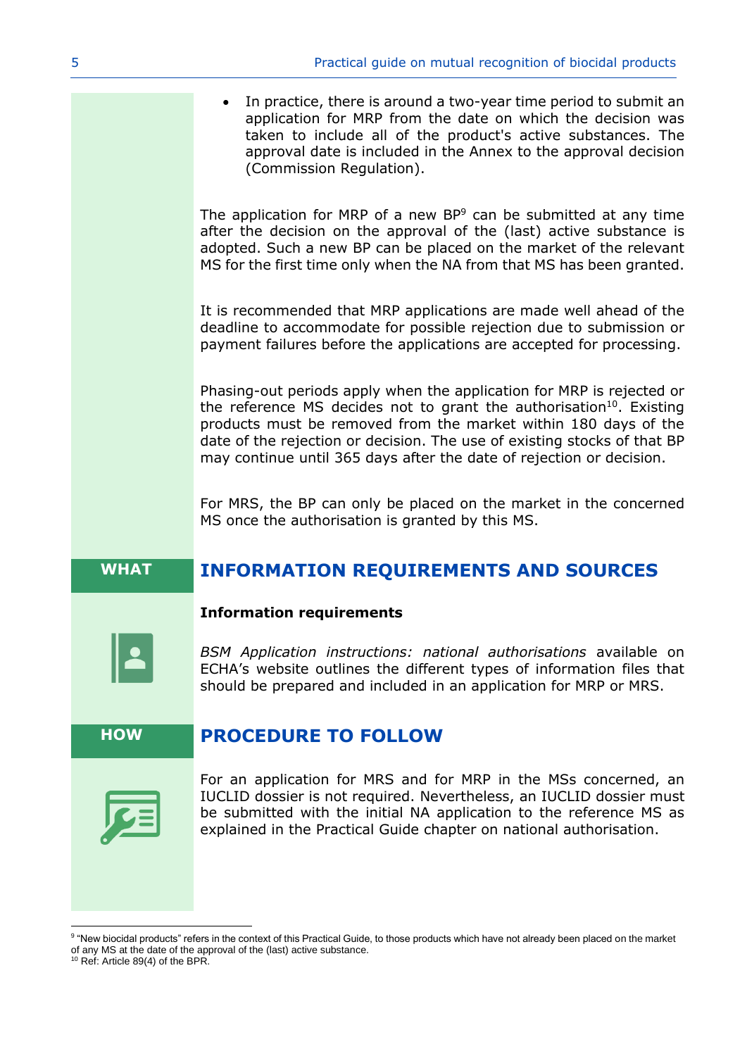- In practice, there is around a two-year time period to submit an application for MRP from the date on which the decision was taken to include all of the product's active substances. The approval date is included in the Annex to the approval decision (Commission Regulation).

The application for MRP of a new BP[9] can be submitted at any time after the decision on the approval of the (last) active substance is adopted. Such a new BP can be placed on the market of the relevant MS for the first time only when the NA from that MS has been granted.

It is recommended that MRP applications are made well ahead of the deadline to accommodate for possible rejection due to submission or payment failures before the applications are accepted for processing.

Phasing-out periods apply when the application for MRP is rejected or the reference MS decides not to grant the authorisation[10]. Existing products must be removed from the market within 180 days of the date of the rejection or decision. The use of existing stocks of that BP may continue until 365 days after the date of rejection or decision.

For MRS, the BP can only be placed on the market in the concerned MS once the authorisation is granted by this MS.

WHAT

## INFORMATION REQUIREMENTS AND SOURCES

**Information requirements**

*BSM Application instructions: national authorisations* available on ECHA's website outlines the different types of information files that should be prepared and included in an application for MRP or MRS.

HOW

## PROCEDURE TO FOLLOW

For an application for MRS and for MRP in the MSs concerned, an IUCLID dossier is not required. Nevertheless, an IUCLID dossier must be submitted with the initial NA application to the reference MS as explained in the Practical Guide chapter on national authorisation.

---

[9] "New biocidal products" refers in the context of this Practical Guide, to those products which have not already been placed on the market of any MS at the date of the approval of the (last) active substance.

[10] Ref: Article 89(4) of the BPR.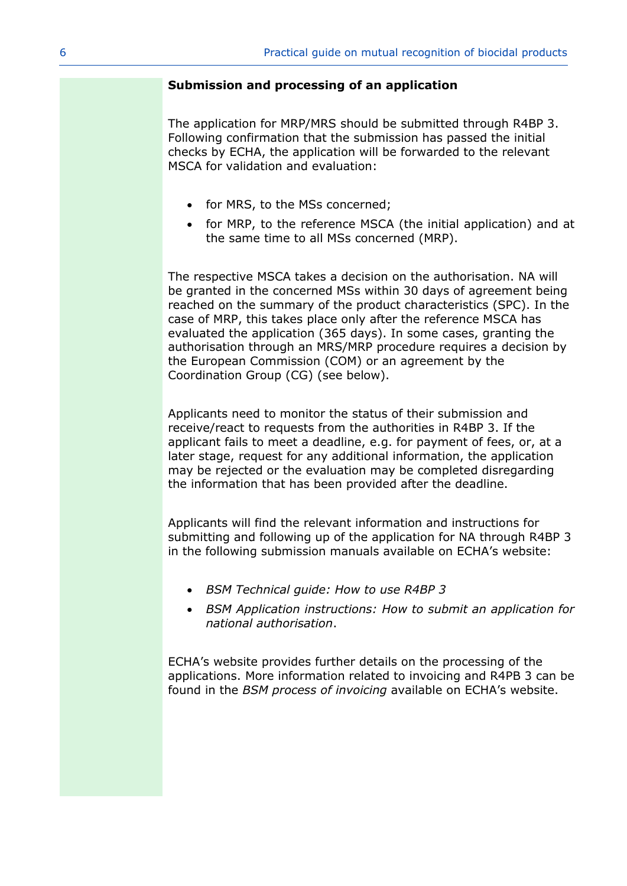**Submission and processing of an application**

The application for MRP/MRS should be submitted through R4BP 3. Following confirmation that the submission has passed the initial checks by ECHA, the application will be forwarded to the relevant MSCA for validation and evaluation:

- for MRS, to the MSs concerned;
- for MRP, to the reference MSCA (the initial application) and at the same time to all MSs concerned (MRP).

The respective MSCA takes a decision on the authorisation. NA will be granted in the concerned MSs within 30 days of agreement being reached on the summary of the product characteristics (SPC). In the case of MRP, this takes place only after the reference MSCA has evaluated the application (365 days). In some cases, granting the authorisation through an MRS/MRP procedure requires a decision by the European Commission (COM) or an agreement by the Coordination Group (CG) (see below).

Applicants need to monitor the status of their submission and receive/react to requests from the authorities in R4BP 3. If the applicant fails to meet a deadline, e.g. for payment of fees, or, at a later stage, request for any additional information, the application may be rejected or the evaluation may be completed disregarding the information that has been provided after the deadline.

Applicants will find the relevant information and instructions for submitting and following up of the application for NA through R4BP 3 in the following submission manuals available on ECHA's website:

- *BSM Technical guide: How to use R4BP 3*
- *BSM Application instructions: How to submit an application for national authorisation*.

ECHA's website provides further details on the processing of the applications. More information related to invoicing and R4PB 3 can be found in the *BSM process of invoicing* available on ECHA's website.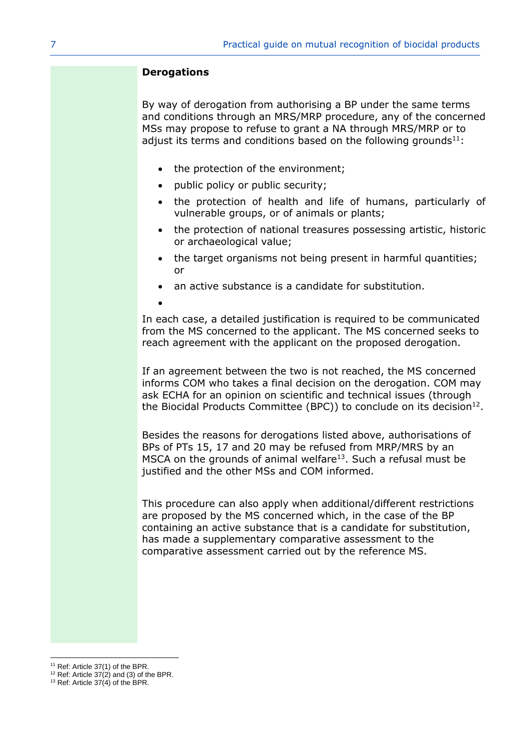**Derogations**

By way of derogation from authorising a BP under the same terms and conditions through an MRS/MRP procedure, any of the concerned MSs may propose to refuse to grant a NA through MRS/MRP or to adjust its terms and conditions based on the following grounds[11]:

- the protection of the environment;
- public policy or public security;
- the protection of health and life of humans, particularly of vulnerable groups, or of animals or plants;
- the protection of national treasures possessing artistic, historic or archaeological value;
- the target organisms not being present in harmful quantities; or
- an active substance is a candidate for substitution.

In each case, a detailed justification is required to be communicated from the MS concerned to the applicant. The MS concerned seeks to reach agreement with the applicant on the proposed derogation.

If an agreement between the two is not reached, the MS concerned informs COM who takes a final decision on the derogation. COM may ask ECHA for an opinion on scientific and technical issues (through the Biocidal Products Committee (BPC)) to conclude on its decision[12].

Besides the reasons for derogations listed above, authorisations of BPs of PTs 15, 17 and 20 may be refused from MRP/MRS by an MSCA on the grounds of animal welfare[13]. Such a refusal must be justified and the other MSs and COM informed.

This procedure can also apply when additional/different restrictions are proposed by the MS concerned which, in the case of the BP containing an active substance that is a candidate for substitution, has made a supplementary comparative assessment to the comparative assessment carried out by the reference MS.

[11] Ref: Article 37(1) of the BPR.
[12] Ref: Article 37(2) and (3) of the BPR.
[13] Ref: Article 37(4) of the BPR.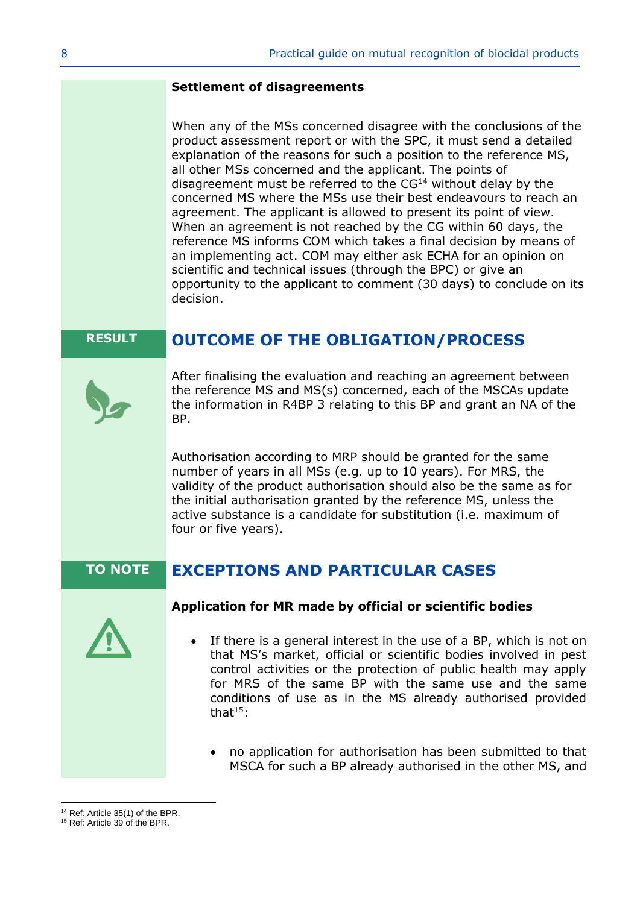**Settlement of disagreements**

When any of the MSs concerned disagree with the conclusions of the product assessment report or with the SPC, it must send a detailed explanation of the reasons for such a position to the reference MS, all other MSs concerned and the applicant. The points of disagreement must be referred to the CG[14] without delay by the concerned MS where the MSs use their best endeavours to reach an agreement. The applicant is allowed to present its point of view. When an agreement is not reached by the CG within 60 days, the reference MS informs COM which takes a final decision by means of an implementing act. COM may either ask ECHA for an opinion on scientific and technical issues (through the BPC) or give an opportunity to the applicant to comment (30 days) to conclude on its decision.

RESULT

## OUTCOME OF THE OBLIGATION/PROCESS

After finalising the evaluation and reaching an agreement between the reference MS and MS(s) concerned, each of the MSCAs update the information in R4BP 3 relating to this BP and grant an NA of the BP.

Authorisation according to MRP should be granted for the same number of years in all MSs (e.g. up to 10 years). For MRS, the validity of the product authorisation should also be the same as for the initial authorisation granted by the reference MS, unless the active substance is a candidate for substitution (i.e. maximum of four or five years).

TO NOTE

## EXCEPTIONS AND PARTICULAR CASES

**Application for MR made by official or scientific bodies**

- If there is a general interest in the use of a BP, which is not on that MS's market, official or scientific bodies involved in pest control activities or the protection of public health may apply for MRS of the same BP with the same use and the same conditions of use as in the MS already authorised provided that[15]:
  - no application for authorisation has been submitted to that MSCA for such a BP already authorised in the other MS, and

[14] Ref: Article 35(1) of the BPR.
[15] Ref: Article 39 of the BPR.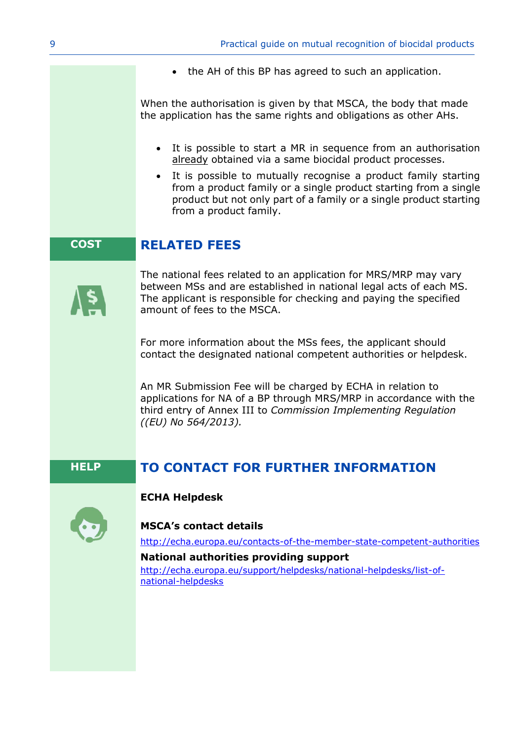- the AH of this BP has agreed to such an application.

When the authorisation is given by that MSCA, the body that made the application has the same rights and obligations as other AHs.

- It is possible to start a MR in sequence from an authorisation already obtained via a same biocidal product processes.
- It is possible to mutually recognise a product family starting from a product family or a single product starting from a single product but not only part of a family or a single product starting from a product family.

**COST**

## RELATED FEES

The national fees related to an application for MRS/MRP may vary between MSs and are established in national legal acts of each MS. The applicant is responsible for checking and paying the specified amount of fees to the MSCA.

For more information about the MSs fees, the applicant should contact the designated national competent authorities or helpdesk.

An MR Submission Fee will be charged by ECHA in relation to applications for NA of a BP through MRS/MRP in accordance with the third entry of Annex III to *Commission Implementing Regulation ((EU) No 564/2013).*

**HELP**

## TO CONTACT FOR FURTHER INFORMATION

**ECHA Helpdesk**

**MSCA's contact details**

http://echa.europa.eu/contacts-of-the-member-state-competent-authorities

**National authorities providing support**

http://echa.europa.eu/support/helpdesks/national-helpdesks/list-of-national-helpdesks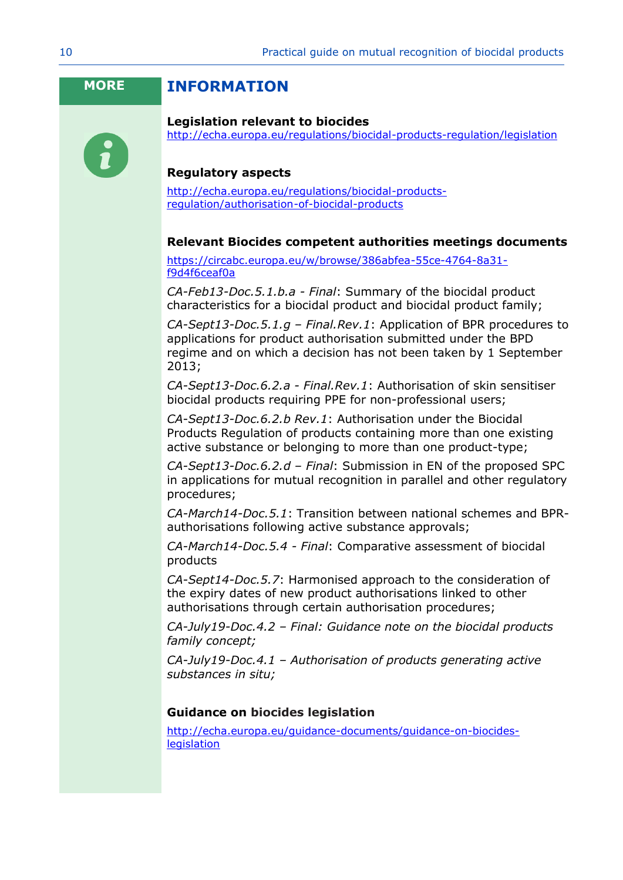# MORE INFORMATION

**Legislation relevant to biocides**

http://echa.europa.eu/regulations/biocidal-products-regulation/legislation

**Regulatory aspects**

http://echa.europa.eu/regulations/biocidal-products-regulation/authorisation-of-biocidal-products

**Relevant Biocides competent authorities meetings documents**

https://circabc.europa.eu/w/browse/386abfea-55ce-4764-8a31-f9d4f6ceaf0a

*CA-Feb13-Doc.5.1.b.a - Final*: Summary of the biocidal product characteristics for a biocidal product and biocidal product family;

*CA-Sept13-Doc.5.1.g – Final.Rev.1*: Application of BPR procedures to applications for product authorisation submitted under the BPD regime and on which a decision has not been taken by 1 September 2013;

*CA-Sept13-Doc.6.2.a - Final.Rev.1*: Authorisation of skin sensitiser biocidal products requiring PPE for non-professional users;

*CA-Sept13-Doc.6.2.b Rev.1*: Authorisation under the Biocidal Products Regulation of products containing more than one existing active substance or belonging to more than one product-type;

*CA-Sept13-Doc.6.2.d – Final*: Submission in EN of the proposed SPC in applications for mutual recognition in parallel and other regulatory procedures;

*CA-March14-Doc.5.1*: Transition between national schemes and BPR-authorisations following active substance approvals;

*CA-March14-Doc.5.4 - Final*: Comparative assessment of biocidal products

*CA-Sept14-Doc.5.7*: Harmonised approach to the consideration of the expiry dates of new product authorisations linked to other authorisations through certain authorisation procedures;

*CA-July19-Doc.4.2 – Final: Guidance note on the biocidal products family concept;*

*CA-July19-Doc.4.1 – Authorisation of products generating active substances in situ;*

**Guidance on biocides legislation**

http://echa.europa.eu/guidance-documents/guidance-on-biocides-legislation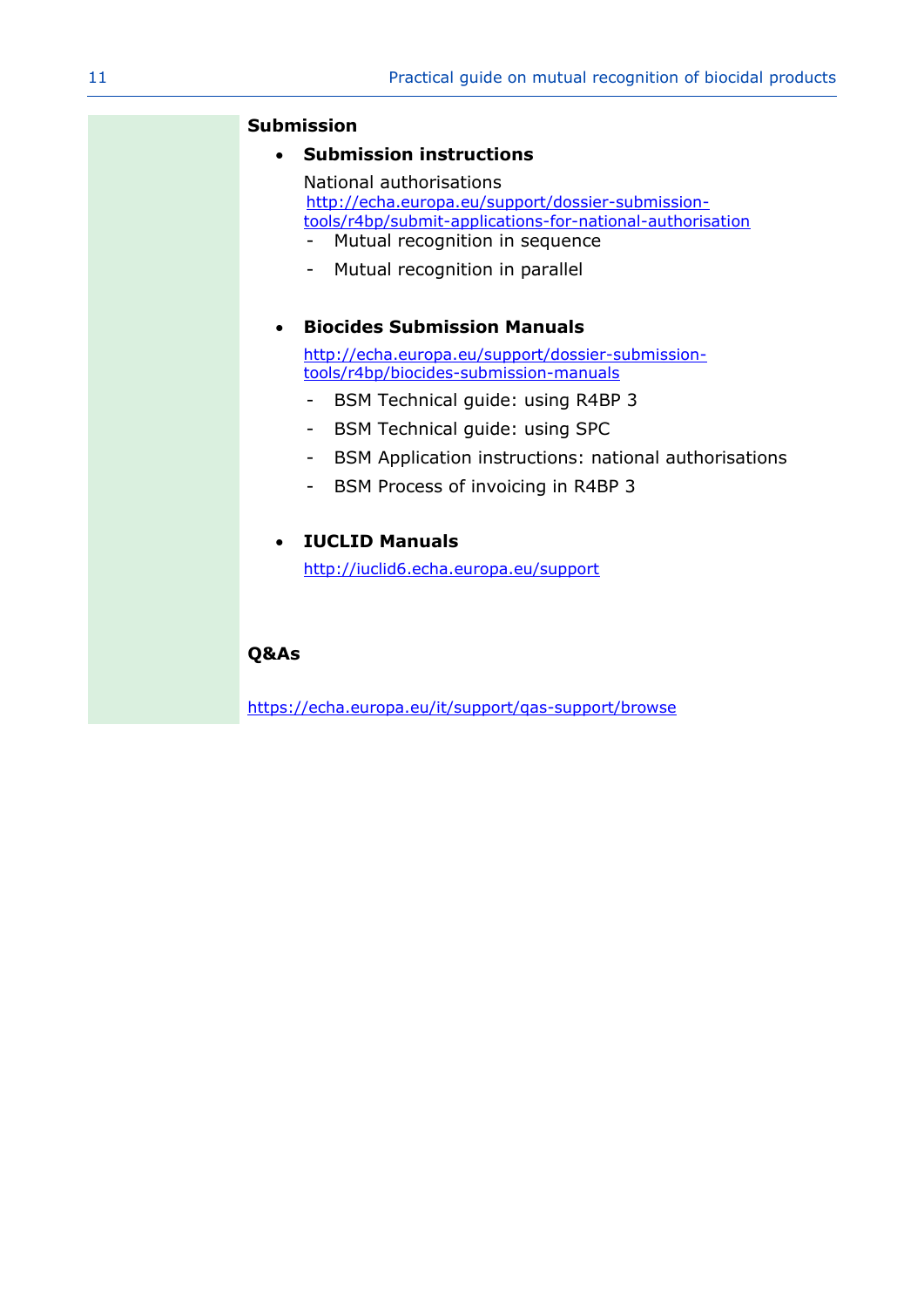## Submission

- **Submission instructions**

  National authorisations
  http://echa.europa.eu/support/dossier-submission-tools/r4bp/submit-applications-for-national-authorisation
  - Mutual recognition in sequence
  - Mutual recognition in parallel

- **Biocides Submission Manuals**

  http://echa.europa.eu/support/dossier-submission-tools/r4bp/biocides-submission-manuals
  - BSM Technical guide: using R4BP 3
  - BSM Technical guide: using SPC
  - BSM Application instructions: national authorisations
  - BSM Process of invoicing in R4BP 3

- **IUCLID Manuals**

  http://iuclid6.echa.europa.eu/support

## Q&As

https://echa.europa.eu/it/support/qas-support/browse